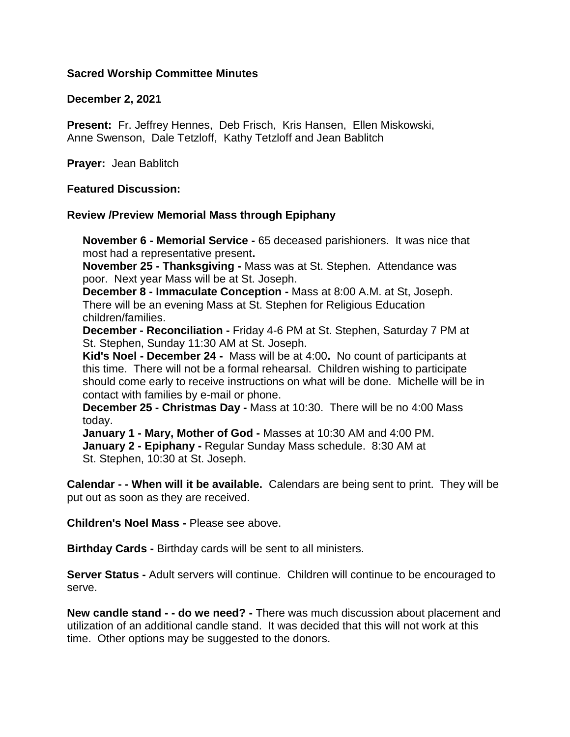**Sacred Worship Committee Minutes**

**December 2, 2021**

**Present:** Fr. Jeffrey Hennes, Deb Frisch, Kris Hansen, Ellen Miskowski, Anne Swenson, Dale Tetzloff, Kathy Tetzloff and Jean Bablitch

**Prayer:** Jean Bablitch

**Featured Discussion:**

**Review /Preview Memorial Mass through Epiphany**

**November 6 - Memorial Service -** 65 deceased parishioners. It was nice that most had a representative present**.**
**November 25 - Thanksgiving -** Mass was at St. Stephen. Attendance was poor. Next year Mass will be at St. Joseph.
**December 8 - Immaculate Conception -** Mass at 8:00 A.M. at St, Joseph. There will be an evening Mass at St. Stephen for Religious Education children/families.
**December - Reconciliation -** Friday 4-6 PM at St. Stephen, Saturday 7 PM at St. Stephen, Sunday 11:30 AM at St. Joseph.
**Kid's Noel - December 24 -** Mass will be at 4:00**.** No count of participants at this time. There will not be a formal rehearsal. Children wishing to participate should come early to receive instructions on what will be done. Michelle will be in contact with families by e-mail or phone.
**December 25 - Christmas Day -** Mass at 10:30. There will be no 4:00 Mass today.
**January 1 - Mary, Mother of God -** Masses at 10:30 AM and 4:00 PM.
**January 2 - Epiphany -** Regular Sunday Mass schedule. 8:30 AM at St. Stephen, 10:30 at St. Joseph.

**Calendar - - When will it be available.** Calendars are being sent to print. They will be put out as soon as they are received.

**Children's Noel Mass -** Please see above.

**Birthday Cards -** Birthday cards will be sent to all ministers.

**Server Status -** Adult servers will continue. Children will continue to be encouraged to serve.

**New candle stand - - do we need? -** There was much discussion about placement and utilization of an additional candle stand. It was decided that this will not work at this time. Other options may be suggested to the donors.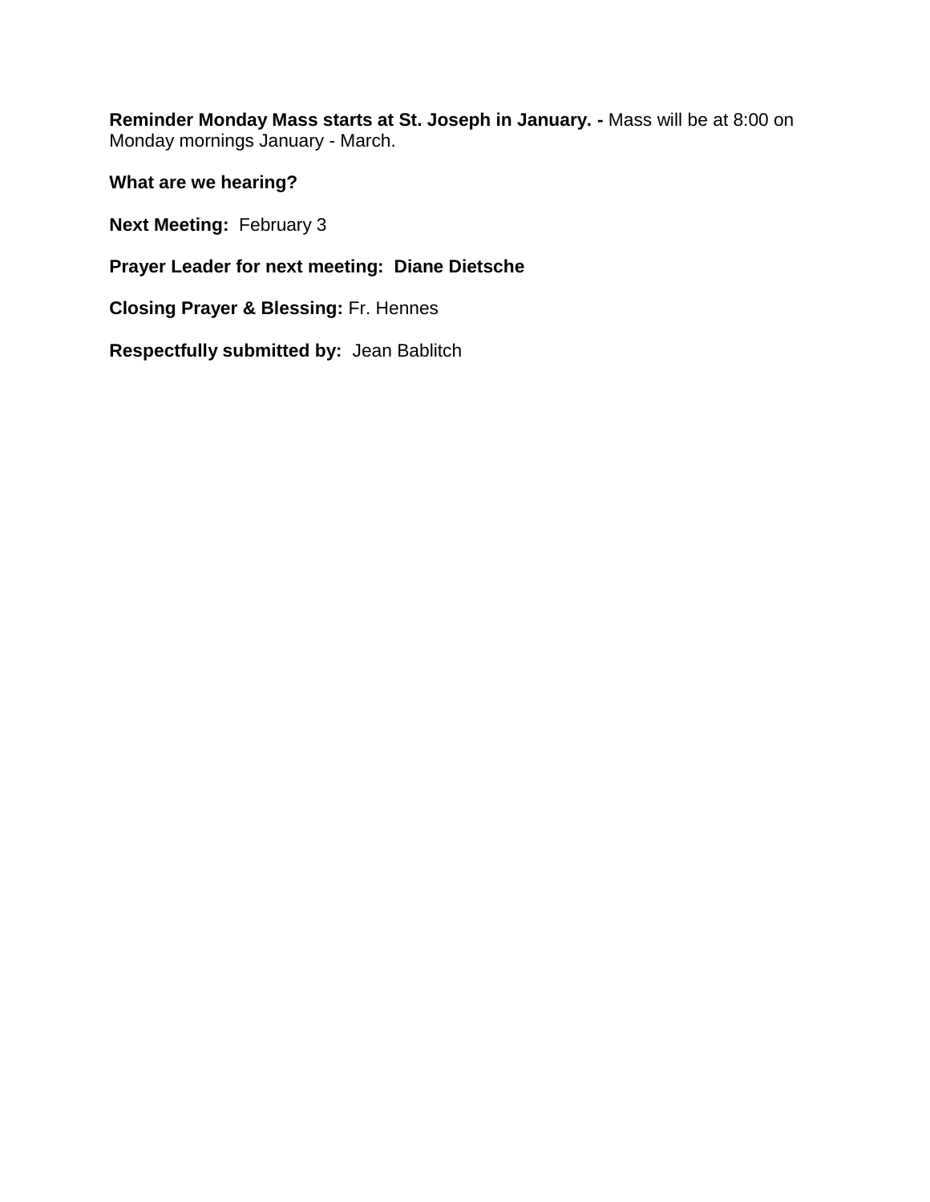**Reminder Monday Mass starts at St. Joseph in January. -** Mass will be at 8:00 on Monday mornings January - March.

**What are we hearing?**

**Next Meeting:** February 3

**Prayer Leader for next meeting: Diane Dietsche**

**Closing Prayer & Blessing:** Fr. Hennes

**Respectfully submitted by:** Jean Bablitch